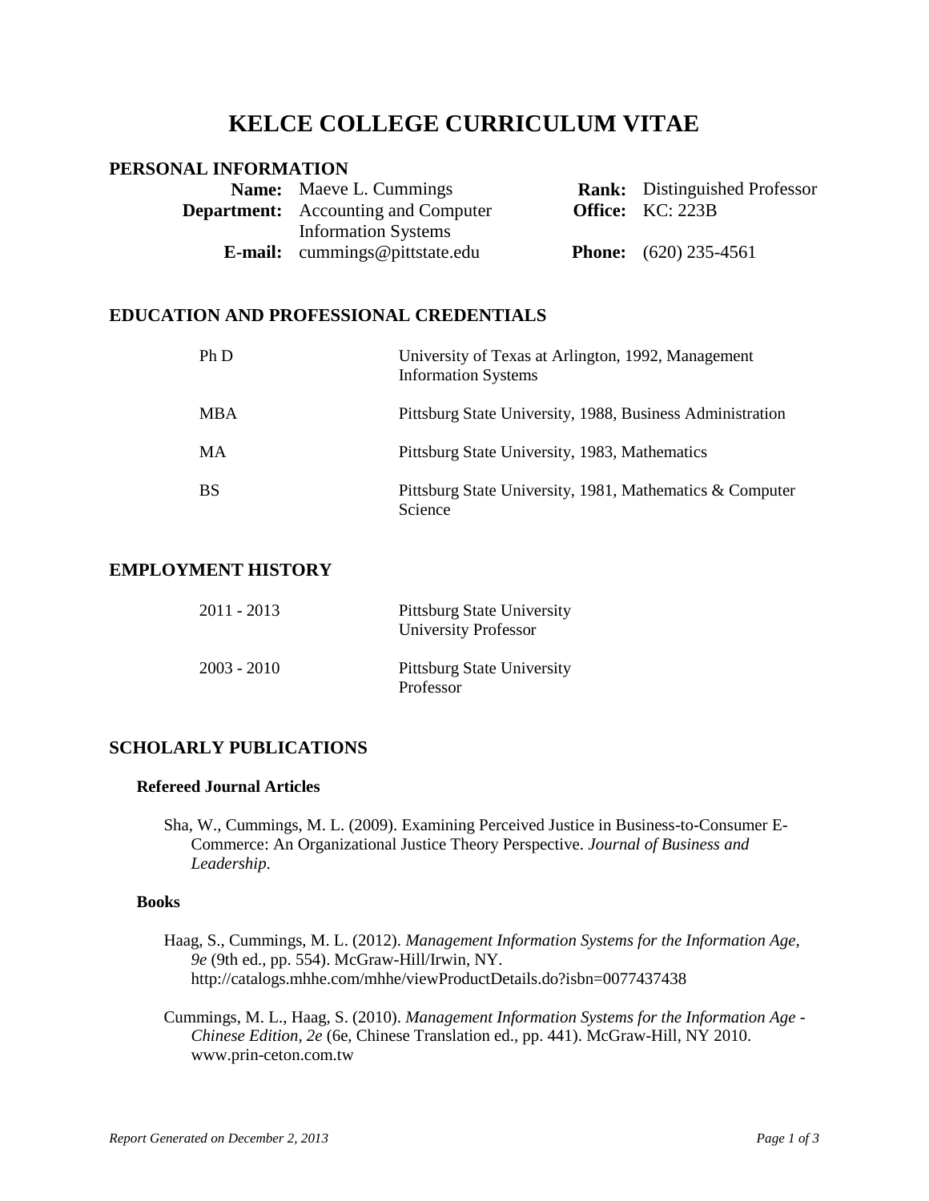# KELCE COLLEGE CURRICULUM VITAE

## PERSONAL INFORMATION

**Name:** Maeve L. Cummings
**Department:** Accounting and Computer Information Systems
**E-mail:** cummings@pittstate.edu
**Rank:** Distinguished Professor
**Office:** KC: 223B
**Phone:** (620) 235-4561

## EDUCATION AND PROFESSIONAL CREDENTIALS

| | |
|---|---|
| Ph D | University of Texas at Arlington, 1992, Management Information Systems |
| MBA | Pittsburg State University, 1988, Business Administration |
| MA | Pittsburg State University, 1983, Mathematics |
| BS | Pittsburg State University, 1981, Mathematics & Computer Science |

## EMPLOYMENT HISTORY

| | |
|---|---|
| 2011 - 2013 | Pittsburg State University<br>University Professor |
| 2003 - 2010 | Pittsburg State University<br>Professor |

## SCHOLARLY PUBLICATIONS

### Refereed Journal Articles

Sha, W., Cummings, M. L. (2009). Examining Perceived Justice in Business-to-Consumer E-Commerce: An Organizational Justice Theory Perspective. *Journal of Business and Leadership*.

### Books

Haag, S., Cummings, M. L. (2012). *Management Information Systems for the Information Age, 9e* (9th ed., pp. 554). McGraw-Hill/Irwin, NY. http://catalogs.mhhe.com/mhhe/viewProductDetails.do?isbn=0077437438

Cummings, M. L., Haag, S. (2010). *Management Information Systems for the Information Age - Chinese Edition, 2e* (6e, Chinese Translation ed., pp. 441). McGraw-Hill, NY 2010. www.prin-ceton.com.tw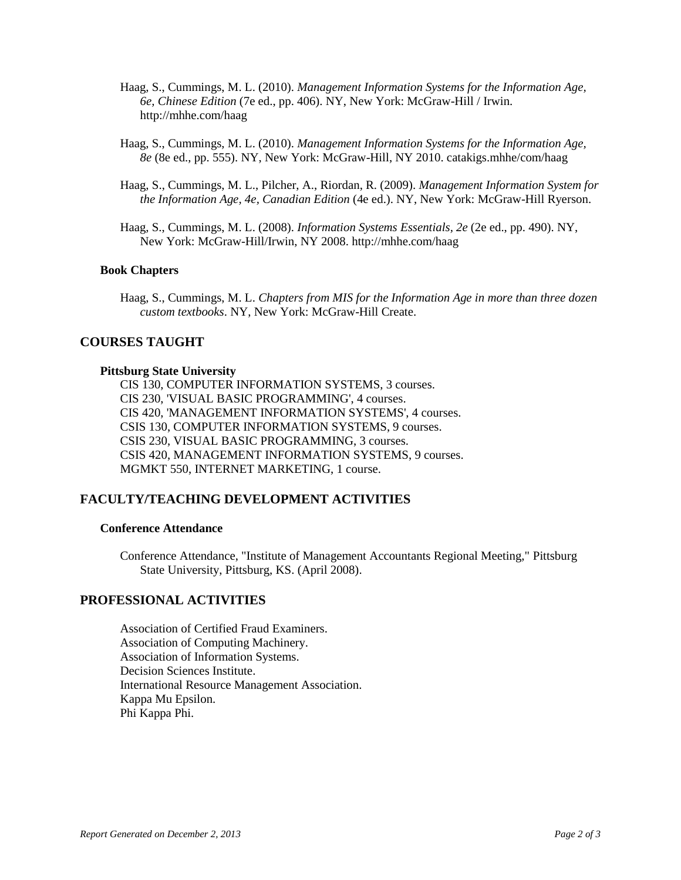Haag, S., Cummings, M. L. (2010). *Management Information Systems for the Information Age, 6e, Chinese Edition* (7e ed., pp. 406). NY, New York: McGraw-Hill / Irwin. http://mhhe.com/haag

Haag, S., Cummings, M. L. (2010). *Management Information Systems for the Information Age, 8e* (8e ed., pp. 555). NY, New York: McGraw-Hill, NY 2010. catakigs.mhhe/com/haag

Haag, S., Cummings, M. L., Pilcher, A., Riordan, R. (2009). *Management Information System for the Information Age, 4e, Canadian Edition* (4e ed.). NY, New York: McGraw-Hill Ryerson.

Haag, S., Cummings, M. L. (2008). *Information Systems Essentials, 2e* (2e ed., pp. 490). NY, New York: McGraw-Hill/Irwin, NY 2008. http://mhhe.com/haag

### Book Chapters

Haag, S., Cummings, M. L. *Chapters from MIS for the Information Age in more than three dozen custom textbooks*. NY, New York: McGraw-Hill Create.

## COURSES TAUGHT

### Pittsburg State University

CIS 130, COMPUTER INFORMATION SYSTEMS, 3 courses.
CIS 230, 'VISUAL BASIC PROGRAMMING', 4 courses.
CIS 420, 'MANAGEMENT INFORMATION SYSTEMS', 4 courses.
CSIS 130, COMPUTER INFORMATION SYSTEMS, 9 courses.
CSIS 230, VISUAL BASIC PROGRAMMING, 3 courses.
CSIS 420, MANAGEMENT INFORMATION SYSTEMS, 9 courses.
MGMKT 550, INTERNET MARKETING, 1 course.

## FACULTY/TEACHING DEVELOPMENT ACTIVITIES

### Conference Attendance

Conference Attendance, "Institute of Management Accountants Regional Meeting," Pittsburg State University, Pittsburg, KS. (April 2008).

## PROFESSIONAL ACTIVITIES

Association of Certified Fraud Examiners.
Association of Computing Machinery.
Association of Information Systems.
Decision Sciences Institute.
International Resource Management Association.
Kappa Mu Epsilon.
Phi Kappa Phi.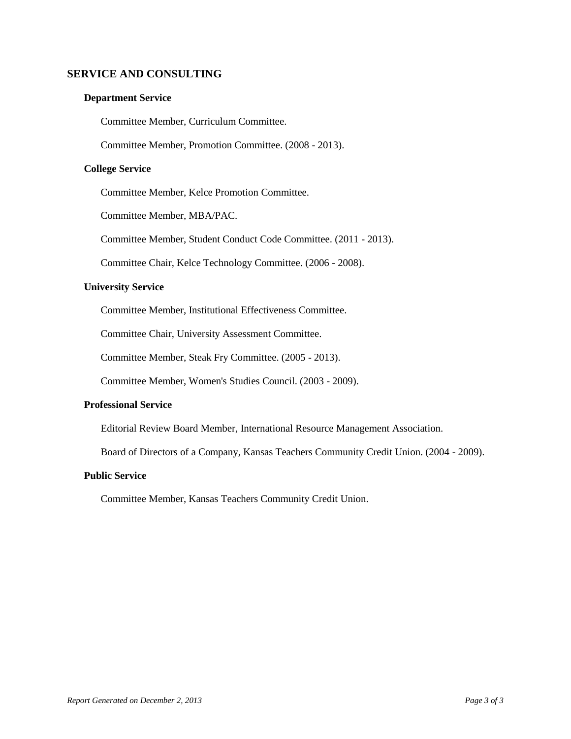## SERVICE AND CONSULTING

### Department Service

Committee Member, Curriculum Committee.

Committee Member, Promotion Committee. (2008 - 2013).

### College Service

Committee Member, Kelce Promotion Committee.

Committee Member, MBA/PAC.

Committee Member, Student Conduct Code Committee. (2011 - 2013).

Committee Chair, Kelce Technology Committee. (2006 - 2008).

### University Service

Committee Member, Institutional Effectiveness Committee.

Committee Chair, University Assessment Committee.

Committee Member, Steak Fry Committee. (2005 - 2013).

Committee Member, Women's Studies Council. (2003 - 2009).

### Professional Service

Editorial Review Board Member, International Resource Management Association.

Board of Directors of a Company, Kansas Teachers Community Credit Union. (2004 - 2009).

### Public Service

Committee Member, Kansas Teachers Community Credit Union.